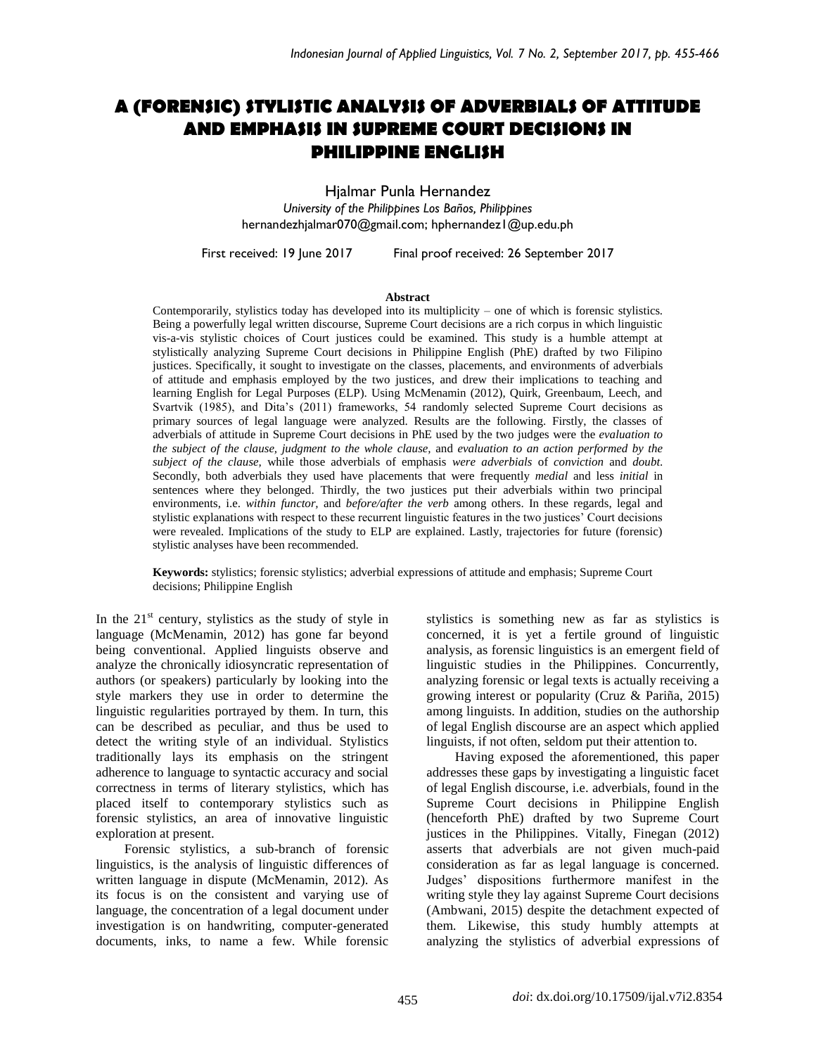# A (FORENSIC) STYLISTIC ANALYSIS OF ADVERBIALS OF ATTITUDE AND EMPHASIS IN SUPREME COURT DECISIONS IN PHILIPPINE ENGLISH

Hjalmar Punla Hernandez

*University of the Philippines Los Baños, Philippines*

hernandezhjalmar070@gmail.com; hphernandez1@up.edu.ph

First received: 19 June 2017 Final proof received: 26 September 2017

**Abstract**

Contemporarily, stylistics today has developed into its multiplicity – one of which is forensic stylistics. Being a powerfully legal written discourse, Supreme Court decisions are a rich corpus in which linguistic vis-a-vis stylistic choices of Court justices could be examined. This study is a humble attempt at stylistically analyzing Supreme Court decisions in Philippine English (PhE) drafted by two Filipino justices. Specifically, it sought to investigate on the classes, placements, and environments of adverbials of attitude and emphasis employed by the two justices, and drew their implications to teaching and learning English for Legal Purposes (ELP). Using McMenamin (2012), Quirk, Greenbaum, Leech, and Svartvik (1985), and Dita's (2011) frameworks, 54 randomly selected Supreme Court decisions as primary sources of legal language were analyzed. Results are the following. Firstly, the classes of adverbials of attitude in Supreme Court decisions in PhE used by the two judges were the *evaluation to the subject of the clause, judgment to the whole clause,* and *evaluation to an action performed by the subject of the clause,* while those adverbials of emphasis *were adverbials* of *conviction* and *doubt.* Secondly, both adverbials they used have placements that were frequently *medial* and less *initial* in sentences where they belonged. Thirdly, the two justices put their adverbials within two principal environments, i.e. *within functor,* and *before/after the verb* among others. In these regards, legal and stylistic explanations with respect to these recurrent linguistic features in the two justices' Court decisions were revealed. Implications of the study to ELP are explained. Lastly, trajectories for future (forensic) stylistic analyses have been recommended.

**Keywords:** stylistics; forensic stylistics; adverbial expressions of attitude and emphasis; Supreme Court decisions; Philippine English

In the 21st century, stylistics as the study of style in language (McMenamin, 2012) has gone far beyond being conventional. Applied linguists observe and analyze the chronically idiosyncratic representation of authors (or speakers) particularly by looking into the style markers they use in order to determine the linguistic regularities portrayed by them. In turn, this can be described as peculiar, and thus be used to detect the writing style of an individual. Stylistics traditionally lays its emphasis on the stringent adherence to language to syntactic accuracy and social correctness in terms of literary stylistics, which has placed itself to contemporary stylistics such as forensic stylistics, an area of innovative linguistic exploration at present.

Forensic stylistics, a sub-branch of forensic linguistics, is the analysis of linguistic differences of written language in dispute (McMenamin, 2012). As its focus is on the consistent and varying use of language, the concentration of a legal document under investigation is on handwriting, computer-generated documents, inks, to name a few. While forensic stylistics is something new as far as stylistics is concerned, it is yet a fertile ground of linguistic analysis, as forensic linguistics is an emergent field of linguistic studies in the Philippines. Concurrently, analyzing forensic or legal texts is actually receiving a growing interest or popularity (Cruz & Pariña, 2015) among linguists. In addition, studies on the authorship of legal English discourse are an aspect which applied linguists, if not often, seldom put their attention to.

Having exposed the aforementioned, this paper addresses these gaps by investigating a linguistic facet of legal English discourse, i.e. adverbials, found in the Supreme Court decisions in Philippine English (henceforth PhE) drafted by two Supreme Court justices in the Philippines. Vitally, Finegan (2012) asserts that adverbials are not given much-paid consideration as far as legal language is concerned. Judges' dispositions furthermore manifest in the writing style they lay against Supreme Court decisions (Ambwani, 2015) despite the detachment expected of them. Likewise, this study humbly attempts at analyzing the stylistics of adverbial expressions of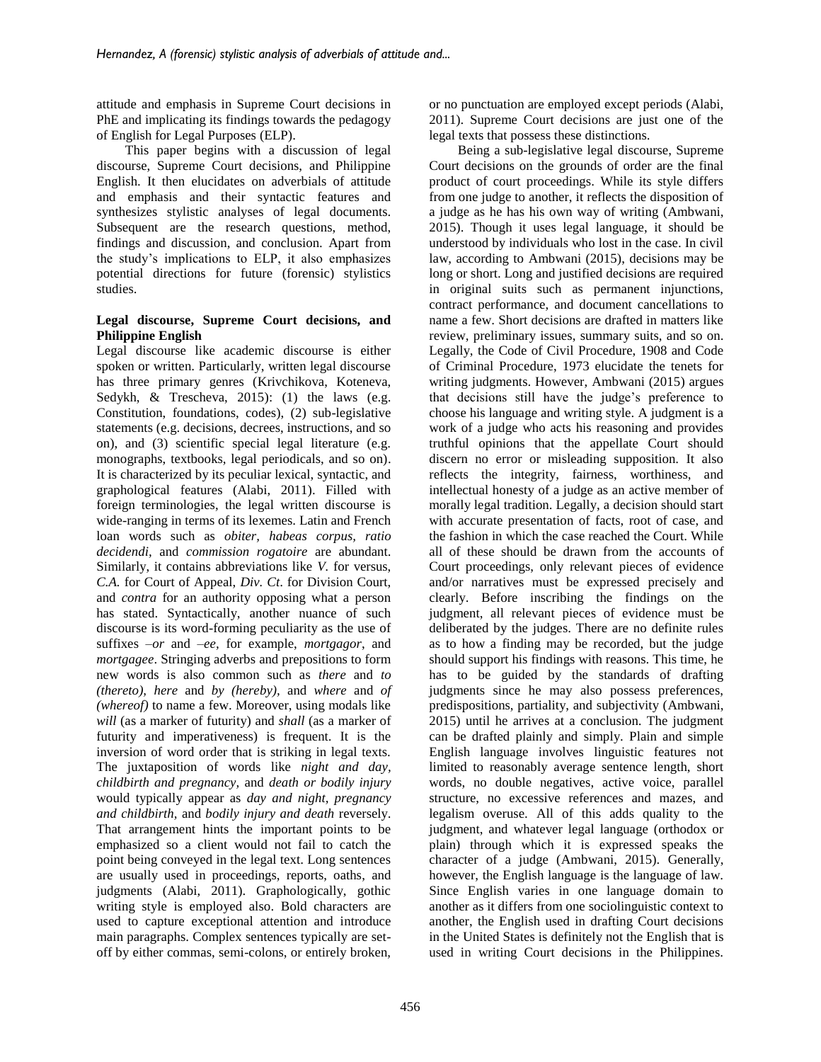attitude and emphasis in Supreme Court decisions in PhE and implicating its findings towards the pedagogy of English for Legal Purposes (ELP).

This paper begins with a discussion of legal discourse, Supreme Court decisions, and Philippine English. It then elucidates on adverbials of attitude and emphasis and their syntactic features and synthesizes stylistic analyses of legal documents. Subsequent are the research questions, method, findings and discussion, and conclusion. Apart from the study's implications to ELP, it also emphasizes potential directions for future (forensic) stylistics studies.

**Legal discourse, Supreme Court decisions, and Philippine English**

Legal discourse like academic discourse is either spoken or written. Particularly, written legal discourse has three primary genres (Krivchikova, Koteneva, Sedykh, & Trescheva, 2015): (1) the laws (e.g. Constitution, foundations, codes), (2) sub-legislative statements (e.g. decisions, decrees, instructions, and so on), and (3) scientific special legal literature (e.g. monographs, textbooks, legal periodicals, and so on). It is characterized by its peculiar lexical, syntactic, and graphological features (Alabi, 2011). Filled with foreign terminologies, the legal written discourse is wide-ranging in terms of its lexemes. Latin and French loan words such as *obiter, habeas corpus, ratio decidendi*, and *commission rogatoire* are abundant. Similarly, it contains abbreviations like *V.* for versus, *C.A.* for Court of Appeal, *Div. Ct.* for Division Court, and *contra* for an authority opposing what a person has stated. Syntactically, another nuance of such discourse is its word-forming peculiarity as the use of suffixes *–or* and *–ee*, for example, *mortgagor*, and *mortgagee*. Stringing adverbs and prepositions to form new words is also common such as *there* and *to (thereto)*, *here* and *by (hereby)*, and *where* and *of (whereof)* to name a few. Moreover, using modals like *will* (as a marker of futurity) and *shall* (as a marker of futurity and imperativeness) is frequent. It is the inversion of word order that is striking in legal texts. The juxtaposition of words like *night and day, childbirth and pregnancy*, and *death or bodily injury* would typically appear as *day and night, pregnancy and childbirth*, and *bodily injury and death* reversely. That arrangement hints the important points to be emphasized so a client would not fail to catch the point being conveyed in the legal text. Long sentences are usually used in proceedings, reports, oaths, and judgments (Alabi, 2011). Graphologically, gothic writing style is employed also. Bold characters are used to capture exceptional attention and introduce main paragraphs. Complex sentences typically are set-off by either commas, semi-colons, or entirely broken, or no punctuation are employed except periods (Alabi, 2011). Supreme Court decisions are just one of the legal texts that possess these distinctions.

Being a sub-legislative legal discourse, Supreme Court decisions on the grounds of order are the final product of court proceedings. While its style differs from one judge to another, it reflects the disposition of a judge as he has his own way of writing (Ambwani, 2015). Though it uses legal language, it should be understood by individuals who lost in the case. In civil law, according to Ambwani (2015), decisions may be long or short. Long and justified decisions are required in original suits such as permanent injunctions, contract performance, and document cancellations to name a few. Short decisions are drafted in matters like review, preliminary issues, summary suits, and so on. Legally, the Code of Civil Procedure, 1908 and Code of Criminal Procedure, 1973 elucidate the tenets for writing judgments. However, Ambwani (2015) argues that decisions still have the judge's preference to choose his language and writing style. A judgment is a work of a judge who acts his reasoning and provides truthful opinions that the appellate Court should discern no error or misleading supposition. It also reflects the integrity, fairness, worthiness, and intellectual honesty of a judge as an active member of morally legal tradition. Legally, a decision should start with accurate presentation of facts, root of case, and the fashion in which the case reached the Court. While all of these should be drawn from the accounts of Court proceedings, only relevant pieces of evidence and/or narratives must be expressed precisely and clearly. Before inscribing the findings on the judgment, all relevant pieces of evidence must be deliberated by the judges. There are no definite rules as to how a finding may be recorded, but the judge should support his findings with reasons. This time, he has to be guided by the standards of drafting judgments since he may also possess preferences, predispositions, partiality, and subjectivity (Ambwani, 2015) until he arrives at a conclusion. The judgment can be drafted plainly and simply. Plain and simple English language involves linguistic features not limited to reasonably average sentence length, short words, no double negatives, active voice, parallel structure, no excessive references and mazes, and legalism overuse. All of this adds quality to the judgment, and whatever legal language (orthodox or plain) through which it is expressed speaks the character of a judge (Ambwani, 2015). Generally, however, the English language is the language of law. Since English varies in one language domain to another as it differs from one sociolinguistic context to another, the English used in drafting Court decisions in the United States is definitely not the English that is used in writing Court decisions in the Philippines.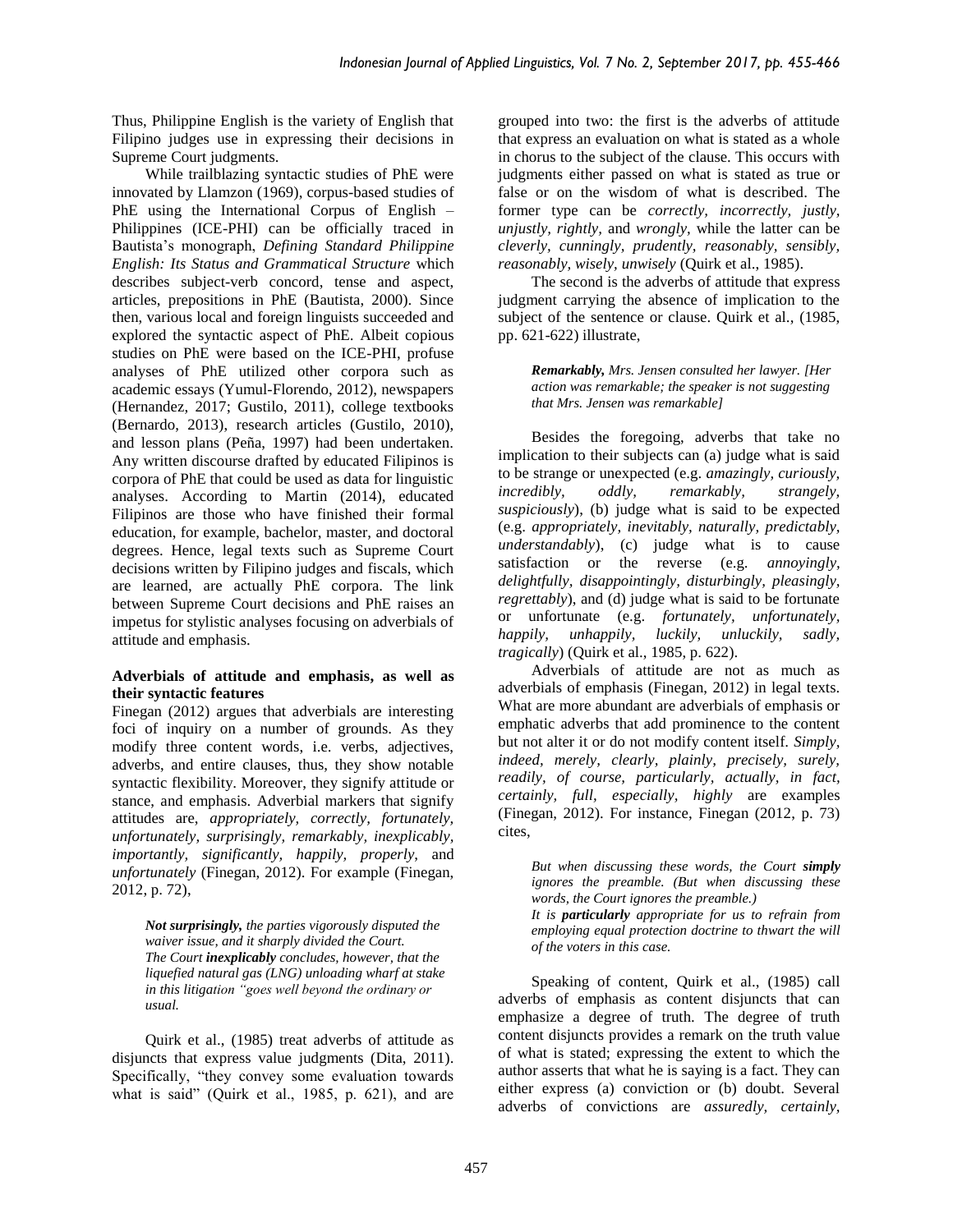Thus, Philippine English is the variety of English that Filipino judges use in expressing their decisions in Supreme Court judgments.

While trailblazing syntactic studies of PhE were innovated by Llamzon (1969), corpus-based studies of PhE using the International Corpus of English – Philippines (ICE-PHI) can be officially traced in Bautista's monograph, *Defining Standard Philippine English: Its Status and Grammatical Structure* which describes subject-verb concord, tense and aspect, articles, prepositions in PhE (Bautista, 2000). Since then, various local and foreign linguists succeeded and explored the syntactic aspect of PhE. Albeit copious studies on PhE were based on the ICE-PHI, profuse analyses of PhE utilized other corpora such as academic essays (Yumul-Florendo, 2012), newspapers (Hernandez, 2017; Gustilo, 2011), college textbooks (Bernardo, 2013), research articles (Gustilo, 2010), and lesson plans (Peña, 1997) had been undertaken. Any written discourse drafted by educated Filipinos is corpora of PhE that could be used as data for linguistic analyses. According to Martin (2014), educated Filipinos are those who have finished their formal education, for example, bachelor, master, and doctoral degrees. Hence, legal texts such as Supreme Court decisions written by Filipino judges and fiscals, which are learned, are actually PhE corpora. The link between Supreme Court decisions and PhE raises an impetus for stylistic analyses focusing on adverbials of attitude and emphasis.

### Adverbials of attitude and emphasis, as well as their syntactic features

Finegan (2012) argues that adverbials are interesting foci of inquiry on a number of grounds. As they modify three content words, i.e. verbs, adjectives, adverbs, and entire clauses, thus, they show notable syntactic flexibility. Moreover, they signify attitude or stance, and emphasis. Adverbial markers that signify attitudes are, *appropriately, correctly, fortunately, unfortunately, surprisingly, remarkably, inexplicably, importantly, significantly, happily, properly*, and *unfortunately* (Finegan, 2012). For example (Finegan, 2012, p. 72),

> ***Not surprisingly,*** *the parties vigorously disputed the waiver issue, and it sharply divided the Court.*
> *The Court* ***inexplicably*** *concludes, however, that the liquefied natural gas (LNG) unloading wharf at stake in this litigation "goes well beyond the ordinary or usual.*

Quirk et al., (1985) treat adverbs of attitude as disjuncts that express value judgments (Dita, 2011). Specifically, "they convey some evaluation towards what is said" (Quirk et al., 1985, p. 621), and are grouped into two: the first is the adverbs of attitude that express an evaluation on what is stated as a whole in chorus to the subject of the clause. This occurs with judgments either passed on what is stated as true or false or on the wisdom of what is described. The former type can be *correctly, incorrectly, justly, unjustly, rightly*, and *wrongly*, while the latter can be *cleverly, cunningly, prudently, reasonably, sensibly, reasonably, wisely, unwisely* (Quirk et al., 1985).

The second is the adverbs of attitude that express judgment carrying the absence of implication to the subject of the sentence or clause. Quirk et al., (1985, pp. 621-622) illustrate,

> ***Remarkably,*** *Mrs. Jensen consulted her lawyer. [Her action was remarkable; the speaker is not suggesting that Mrs. Jensen was remarkable]*

Besides the foregoing, adverbs that take no implication to their subjects can (a) judge what is said to be strange or unexpected (e.g. *amazingly, curiously, incredibly, oddly, remarkably, strangely, suspiciously*), (b) judge what is said to be expected (e.g. *appropriately, inevitably, naturally, predictably, understandably*), (c) judge what is to cause satisfaction or the reverse (e.g. *annoyingly, delightfully, disappointingly, disturbingly, pleasingly, regrettably*), and (d) judge what is said to be fortunate or unfortunate (e.g. *fortunately, unfortunately, happily, unhappily, luckily, unluckily, sadly, tragically*) (Quirk et al., 1985, p. 622).

Adverbials of attitude are not as much as adverbials of emphasis (Finegan, 2012) in legal texts. What are more abundant are adverbials of emphasis or emphatic adverbs that add prominence to the content but not alter it or do not modify content itself. *Simply, indeed, merely, clearly, plainly, precisely, surely, readily, of course, particularly, actually, in fact, certainly, full, especially, highly* are examples (Finegan, 2012). For instance, Finegan (2012, p. 73) cites,

> *But when discussing these words, the Court* ***simply*** *ignores the preamble. (But when discussing these words, the Court ignores the preamble.)*
> *It is* ***particularly*** *appropriate for us to refrain from employing equal protection doctrine to thwart the will of the voters in this case.*

Speaking of content, Quirk et al., (1985) call adverbs of emphasis as content disjuncts that can emphasize a degree of truth. The degree of truth content disjuncts provides a remark on the truth value of what is stated; expressing the extent to which the author asserts that what he is saying is a fact. They can either express (a) conviction or (b) doubt. Several adverbs of convictions are *assuredly, certainly,*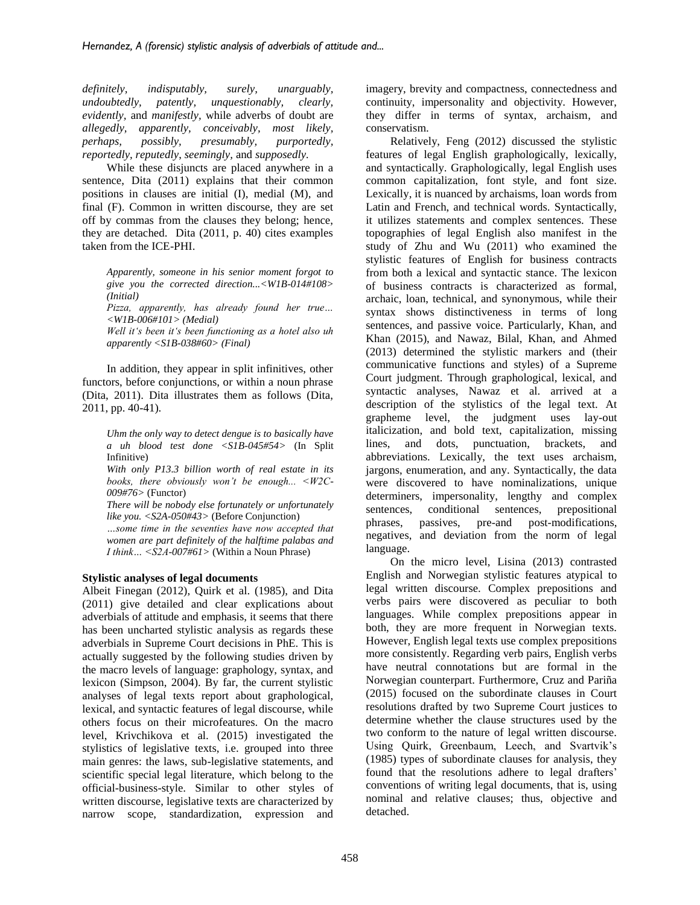*definitely, indisputably, surely, unarguably, undoubtedly, patently, unquestionably, clearly, evidently,* and *manifestly*, while adverbs of doubt are *allegedly, apparently, conceivably, most likely, perhaps, possibly, presumably, purportedly, reportedly, reputedly, seemingly,* and *supposedly.*

While these disjuncts are placed anywhere in a sentence, Dita (2011) explains that their common positions in clauses are initial (I), medial (M), and final (F). Common in written discourse, they are set off by commas from the clauses they belong; hence, they are detached. Dita (2011, p. 40) cites examples taken from the ICE-PHI.

> *Apparently, someone in his senior moment forgot to give you the corrected direction...<W1B-014#108> (Initial)*
> *Pizza, apparently, has already found her true… <W1B-006#101> (Medial)*
> *Well it's been it's been functioning as a hotel also uh apparently <S1B-038#60> (Final)*

In addition, they appear in split infinitives, other functors, before conjunctions, or within a noun phrase (Dita, 2011). Dita illustrates them as follows (Dita, 2011, pp. 40-41).

> *Uhm the only way to detect dengue is to basically have a uh blood test done <S1B-045#54>* (In Split Infinitive)
> *With only P13.3 billion worth of real estate in its books, there obviously won't be enough... <W2C-009#76>* (Functor)
> *There will be nobody else fortunately or unfortunately like you. <S2A-050#43>* (Before Conjunction)
> *…some time in the seventies have now accepted that women are part definitely of the halftime palabas and I think… <S2A-007#61>* (Within a Noun Phrase)

**Stylistic analyses of legal documents**

Albeit Finegan (2012), Quirk et al. (1985), and Dita (2011) give detailed and clear explications about adverbials of attitude and emphasis, it seems that there has been uncharted stylistic analysis as regards these adverbials in Supreme Court decisions in PhE. This is actually suggested by the following studies driven by the macro levels of language: graphology, syntax, and lexicon (Simpson, 2004). By far, the current stylistic analyses of legal texts report about graphological, lexical, and syntactic features of legal discourse, while others focus on their microfeatures. On the macro level, Krivchikova et al. (2015) investigated the stylistics of legislative texts, i.e. grouped into three main genres: the laws, sub-legislative statements, and scientific special legal literature, which belong to the official-business-style. Similar to other styles of written discourse, legislative texts are characterized by narrow scope, standardization, expression and imagery, brevity and compactness, connectedness and continuity, impersonality and objectivity. However, they differ in terms of syntax, archaism, and conservatism.

Relatively, Feng (2012) discussed the stylistic features of legal English graphologically, lexically, and syntactically. Graphologically, legal English uses common capitalization, font style, and font size. Lexically, it is nuanced by archaisms, loan words from Latin and French, and technical words. Syntactically, it utilizes statements and complex sentences. These topographies of legal English also manifest in the study of Zhu and Wu (2011) who examined the stylistic features of English for business contracts from both a lexical and syntactic stance. The lexicon of business contracts is characterized as formal, archaic, loan, technical, and synonymous, while their syntax shows distinctiveness in terms of long sentences, and passive voice. Particularly, Khan, and Khan (2015), and Nawaz, Bilal, Khan, and Ahmed (2013) determined the stylistic markers and (their communicative functions and styles) of a Supreme Court judgment. Through graphological, lexical, and syntactic analyses, Nawaz et al. arrived at a description of the stylistics of the legal text. At grapheme level, the judgment uses lay-out italicization, and bold text, capitalization, missing lines, and dots, punctuation, brackets, and abbreviations. Lexically, the text uses archaism, jargons, enumeration, and any. Syntactically, the data were discovered to have nominalizations, unique determiners, impersonality, lengthy and complex sentences, conditional sentences, prepositional phrases, passives, pre-and post-modifications, negatives, and deviation from the norm of legal language.

On the micro level, Lisina (2013) contrasted English and Norwegian stylistic features atypical to legal written discourse. Complex prepositions and verbs pairs were discovered as peculiar to both languages. While complex prepositions appear in both, they are more frequent in Norwegian texts. However, English legal texts use complex prepositions more consistently. Regarding verb pairs, English verbs have neutral connotations but are formal in the Norwegian counterpart. Furthermore, Cruz and Pariña (2015) focused on the subordinate clauses in Court resolutions drafted by two Supreme Court justices to determine whether the clause structures used by the two conform to the nature of legal written discourse. Using Quirk, Greenbaum, Leech, and Svartvik's (1985) types of subordinate clauses for analysis, they found that the resolutions adhere to legal drafters' conventions of writing legal documents, that is, using nominal and relative clauses; thus, objective and detached.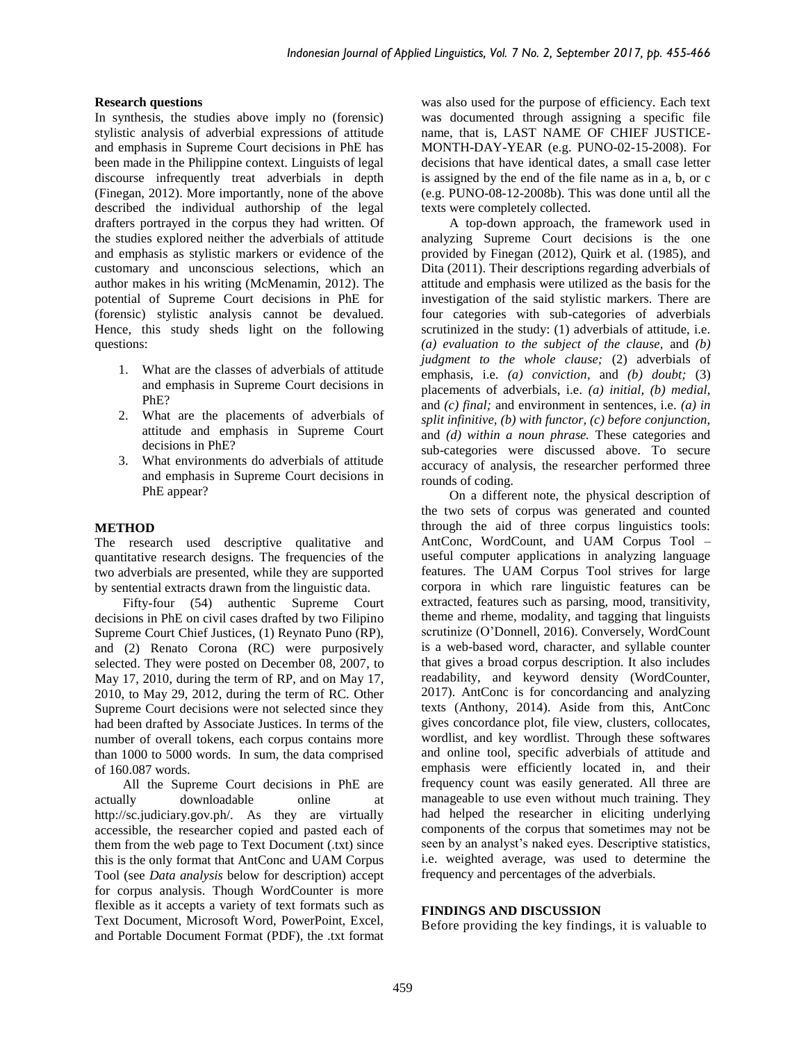### Research questions

In synthesis, the studies above imply no (forensic) stylistic analysis of adverbial expressions of attitude and emphasis in Supreme Court decisions in PhE has been made in the Philippine context. Linguists of legal discourse infrequently treat adverbials in depth (Finegan, 2012). More importantly, none of the above described the individual authorship of the legal drafters portrayed in the corpus they had written. Of the studies explored neither the adverbials of attitude and emphasis as stylistic markers or evidence of the customary and unconscious selections, which an author makes in his writing (McMenamin, 2012). The potential of Supreme Court decisions in PhE for (forensic) stylistic analysis cannot be devalued. Hence, this study sheds light on the following questions:

1. What are the classes of adverbials of attitude and emphasis in Supreme Court decisions in PhE?
2. What are the placements of adverbials of attitude and emphasis in Supreme Court decisions in PhE?
3. What environments do adverbials of attitude and emphasis in Supreme Court decisions in PhE appear?

## METHOD

The research used descriptive qualitative and quantitative research designs. The frequencies of the two adverbials are presented, while they are supported by sentential extracts drawn from the linguistic data.

Fifty-four (54) authentic Supreme Court decisions in PhE on civil cases drafted by two Filipino Supreme Court Chief Justices, (1) Reynato Puno (RP), and (2) Renato Corona (RC) were purposively selected. They were posted on December 08, 2007, to May 17, 2010, during the term of RP, and on May 17, 2010, to May 29, 2012, during the term of RC. Other Supreme Court decisions were not selected since they had been drafted by Associate Justices. In terms of the number of overall tokens, each corpus contains more than 1000 to 5000 words. In sum, the data comprised of 160.087 words.

All the Supreme Court decisions in PhE are actually downloadable online at http://sc.judiciary.gov.ph/. As they are virtually accessible, the researcher copied and pasted each of them from the web page to Text Document (.txt) since this is the only format that AntConc and UAM Corpus Tool (see *Data analysis* below for description) accept for corpus analysis. Though WordCounter is more flexible as it accepts a variety of text formats such as Text Document, Microsoft Word, PowerPoint, Excel, and Portable Document Format (PDF), the .txt format was also used for the purpose of efficiency. Each text was documented through assigning a specific file name, that is, LAST NAME OF CHIEF JUSTICE-MONTH-DAY-YEAR (e.g. PUNO-02-15-2008). For decisions that have identical dates, a small case letter is assigned by the end of the file name as in a, b, or c (e.g. PUNO-08-12-2008b). This was done until all the texts were completely collected.

A top-down approach, the framework used in analyzing Supreme Court decisions is the one provided by Finegan (2012), Quirk et al. (1985), and Dita (2011). Their descriptions regarding adverbials of attitude and emphasis were utilized as the basis for the investigation of the said stylistic markers. There are four categories with sub-categories of adverbials scrutinized in the study: (1) adverbials of attitude, i.e. *(a) evaluation to the subject of the clause,* and *(b) judgment to the whole clause;* (2) adverbials of emphasis, i.e. *(a) conviction,* and *(b) doubt;* (3) placements of adverbials, i.e. *(a) initial, (b) medial,* and *(c) final;* and environment in sentences, i.e. *(a) in split infinitive, (b) with functor, (c) before conjunction,* and *(d) within a noun phrase.* These categories and sub-categories were discussed above. To secure accuracy of analysis, the researcher performed three rounds of coding.

On a different note, the physical description of the two sets of corpus was generated and counted through the aid of three corpus linguistics tools: AntConc, WordCount, and UAM Corpus Tool – useful computer applications in analyzing language features. The UAM Corpus Tool strives for large corpora in which rare linguistic features can be extracted, features such as parsing, mood, transitivity, theme and rheme, modality, and tagging that linguists scrutinize (O'Donnell, 2016). Conversely, WordCount is a web-based word, character, and syllable counter that gives a broad corpus description. It also includes readability, and keyword density (WordCounter, 2017). AntConc is for concordancing and analyzing texts (Anthony, 2014). Aside from this, AntConc gives concordance plot, file view, clusters, collocates, wordlist, and key wordlist. Through these softwares and online tool, specific adverbials of attitude and emphasis were efficiently located in, and their frequency count was easily generated. All three are manageable to use even without much training. They had helped the researcher in eliciting underlying components of the corpus that sometimes may not be seen by an analyst's naked eyes. Descriptive statistics, i.e. weighted average, was used to determine the frequency and percentages of the adverbials.

## FINDINGS AND DISCUSSION

Before providing the key findings, it is valuable to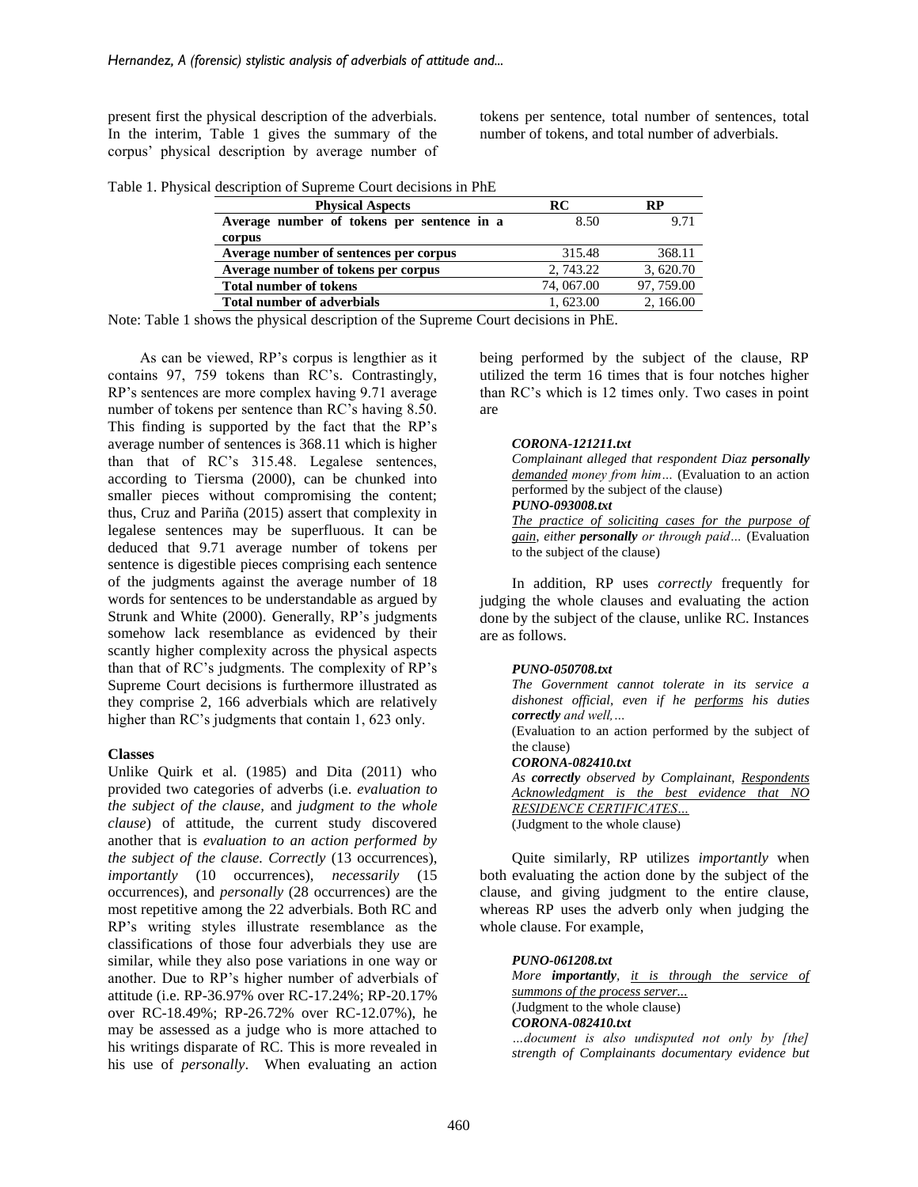present first the physical description of the adverbials. In the interim, Table 1 gives the summary of the corpus' physical description by average number of tokens per sentence, total number of sentences, total number of tokens, and total number of adverbials.

Table 1. Physical description of Supreme Court decisions in PhE

| Physical Aspects | RC | RP |
|---|---|---|
| **Average number of tokens per sentence in a corpus** | 8.50 | 9.71 |
| **Average number of sentences per corpus** | 315.48 | 368.11 |
| **Average number of tokens per corpus** | 2, 743.22 | 3, 620.70 |
| **Total number of tokens** | 74, 067.00 | 97, 759.00 |
| **Total number of adverbials** | 1, 623.00 | 2, 166.00 |

Note: Table 1 shows the physical description of the Supreme Court decisions in PhE.

As can be viewed, RP's corpus is lengthier as it contains 97, 759 tokens than RC's. Contrastingly, RP's sentences are more complex having 9.71 average number of tokens per sentence than RC's having 8.50. This finding is supported by the fact that the RP's average number of sentences is 368.11 which is higher than that of RC's 315.48. Legalese sentences, according to Tiersma (2000), can be chunked into smaller pieces without compromising the content; thus, Cruz and Pariña (2015) assert that complexity in legalese sentences may be superfluous. It can be deduced that 9.71 average number of tokens per sentence is digestible pieces comprising each sentence of the judgments against the average number of 18 words for sentences to be understandable as argued by Strunk and White (2000). Generally, RP's judgments somehow lack resemblance as evidenced by their scantly higher complexity across the physical aspects than that of RC's judgments. The complexity of RP's Supreme Court decisions is furthermore illustrated as they comprise 2, 166 adverbials which are relatively higher than RC's judgments that contain 1, 623 only.

### Classes

Unlike Quirk et al. (1985) and Dita (2011) who provided two categories of adverbs (i.e. *evaluation to the subject of the clause,* and *judgment to the whole clause*) of attitude, the current study discovered another that is *evaluation to an action performed by the subject of the clause. Correctly* (13 occurrences), *importantly* (10 occurrences), *necessarily* (15 occurrences), and *personally* (28 occurrences) are the most repetitive among the 22 adverbials. Both RC and RP's writing styles illustrate resemblance as the classifications of those four adverbials they use are similar, while they also pose variations in one way or another. Due to RP's higher number of adverbials of attitude (i.e. RP-36.97% over RC-17.24%; RP-20.17% over RC-18.49%; RP-26.72% over RC-12.07%), he may be assessed as a judge who is more attached to his writings disparate of RC. This is more revealed in his use of *personally*. When evaluating an action being performed by the subject of the clause, RP utilized the term 16 times that is four notches higher than RC's which is 12 times only. Two cases in point are

> ***CORONA-121211.txt***
> *Complainant alleged that respondent Diaz* ***personally*** *demanded money from him…* (Evaluation to an action performed by the subject of the clause)
> ***PUNO-093008.txt***
> *The practice of soliciting cases for the purpose of gain, either* ***personally*** *or through paid…* (Evaluation to the subject of the clause)

In addition, RP uses *correctly* frequently for judging the whole clauses and evaluating the action done by the subject of the clause, unlike RC. Instances are as follows.

> ***PUNO-050708.txt***
> *The Government cannot tolerate in its service a dishonest official, even if he performs his duties* ***correctly*** *and well,…*
> (Evaluation to an action performed by the subject of the clause)
> ***CORONA-082410.txt***
> *As* ***correctly*** *observed by Complainant, Respondents Acknowledgment is the best evidence that NO RESIDENCE CERTIFICATES…*
> (Judgment to the whole clause)

Quite similarly, RP utilizes *importantly* when both evaluating the action done by the subject of the clause, and giving judgment to the entire clause, whereas RP uses the adverb only when judging the whole clause. For example,

> ***PUNO-061208.txt***
> *More* ***importantly****, it is through the service of summons of the process server...*
> (Judgment to the whole clause)
> ***CORONA-082410.txt***
> *…document is also undisputed not only by [the] strength of Complainants documentary evidence but*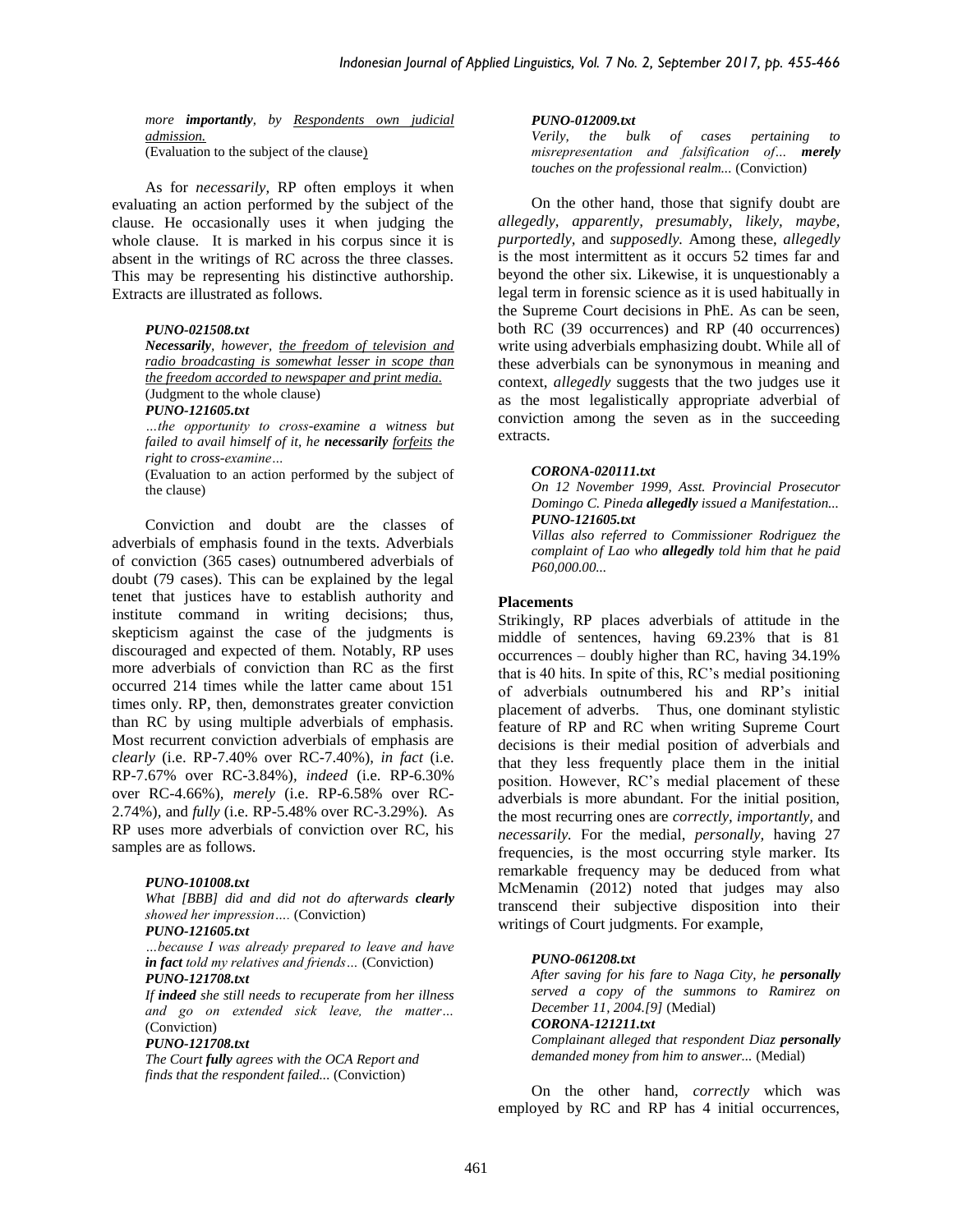*more* ***importantly****, by* *Respondents own judicial admission.*
(Evaluation to the subject of the clause)

As for *necessarily*, RP often employs it when evaluating an action performed by the subject of the clause. He occasionally uses it when judging the whole clause. It is marked in his corpus since it is absent in the writings of RC across the three classes. This may be representing his distinctive authorship. Extracts are illustrated as follows.

***PUNO-021508.txt***
***Necessarily****, however,* *the freedom of television and radio broadcasting is somewhat lesser in scope than the freedom accorded to newspaper and print media.*
(Judgment to the whole clause)
***PUNO-121605.txt***
*…the opportunity to cross-examine a witness but failed to avail himself of it, he* ***necessarily*** *forfeits the right to cross-examine…*
(Evaluation to an action performed by the subject of the clause)

Conviction and doubt are the classes of adverbials of emphasis found in the texts. Adverbials of conviction (365 cases) outnumbered adverbials of doubt (79 cases). This can be explained by the legal tenet that justices have to establish authority and institute command in writing decisions; thus, skepticism against the case of the judgments is discouraged and expected of them. Notably, RP uses more adverbials of conviction than RC as the first occurred 214 times while the latter came about 151 times only. RP, then, demonstrates greater conviction than RC by using multiple adverbials of emphasis. Most recurrent conviction adverbials of emphasis are *clearly* (i.e. RP-7.40% over RC-7.40%), *in fact* (i.e. RP-7.67% over RC-3.84%), *indeed* (i.e. RP-6.30% over RC-4.66%), *merely* (i.e. RP-6.58% over RC-2.74%), and *fully* (i.e. RP-5.48% over RC-3.29%). As RP uses more adverbials of conviction over RC, his samples are as follows.

***PUNO-101008.txt***
*What [BBB] did and did not do afterwards* ***clearly*** *showed her impression….* (Conviction)
***PUNO-121605.txt***
*…because I was already prepared to leave and have* ***in fact*** *told my relatives and friends…* (Conviction)
***PUNO-121708.txt***
*If* ***indeed*** *she still needs to recuperate from her illness and go on extended sick leave, the matter…* (Conviction)
***PUNO-121708.txt***
*The Court* ***fully*** *agrees with the OCA Report and finds that the respondent failed...* (Conviction)

***PUNO-012009.txt***
*Verily, the bulk of cases pertaining to misrepresentation and falsification of…* ***merely*** *touches on the professional realm...* (Conviction)

On the other hand, those that signify doubt are *allegedly*, *apparently*, *presumably*, *likely*, *maybe*, *purportedly*, and *supposedly*. Among these, *allegedly* is the most intermittent as it occurs 52 times far and beyond the other six. Likewise, it is unquestionably a legal term in forensic science as it is used habitually in the Supreme Court decisions in PhE. As can be seen, both RC (39 occurrences) and RP (40 occurrences) write using adverbials emphasizing doubt. While all of these adverbials can be synonymous in meaning and context, *allegedly* suggests that the two judges use it as the most legalistically appropriate adverbial of conviction among the seven as in the succeeding extracts.

***CORONA-020111.txt***
*On 12 November 1999, Asst. Provincial Prosecutor Domingo C. Pineda* ***allegedly*** *issued a Manifestation...*
***PUNO-121605.txt***
*Villas also referred to Commissioner Rodriguez the complaint of Lao who* ***allegedly*** *told him that he paid P60,000.00...*

## Placements

Strikingly, RP places adverbials of attitude in the middle of sentences, having 69.23% that is 81 occurrences – doubly higher than RC, having 34.19% that is 40 hits. In spite of this, RC's medial positioning of adverbials outnumbered his and RP's initial placement of adverbs. Thus, one dominant stylistic feature of RP and RC when writing Supreme Court decisions is their medial position of adverbials and that they less frequently place them in the initial position. However, RC's medial placement of these adverbials is more abundant. For the initial position, the most recurring ones are *correctly, importantly,* and *necessarily.* For the medial, *personally,* having 27 frequencies, is the most occurring style marker. Its remarkable frequency may be deduced from what McMenamin (2012) noted that judges may also transcend their subjective disposition into their writings of Court judgments. For example,

***PUNO-061208.txt***
*After saving for his fare to Naga City, he* ***personally*** *served a copy of the summons to Ramirez on December 11, 2004.[9]* (Medial)
***CORONA-121211.txt***
*Complainant alleged that respondent Diaz* ***personally*** *demanded money from him to answer...* (Medial)

On the other hand, *correctly* which was employed by RC and RP has 4 initial occurrences,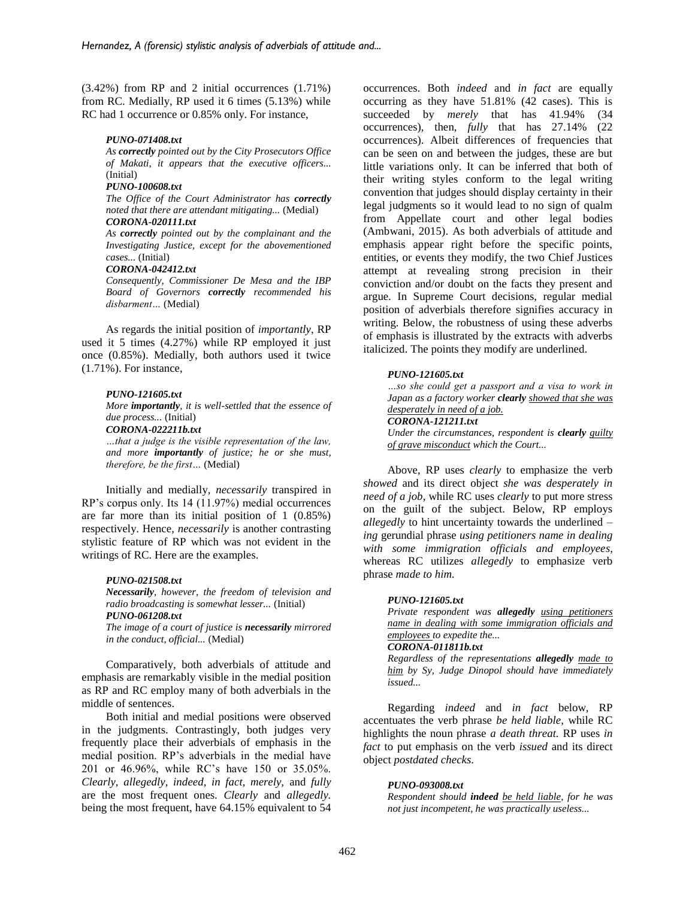(3.42%) from RP and 2 initial occurrences (1.71%) from RC. Medially, RP used it 6 times (5.13%) while RC had 1 occurrence or 0.85% only. For instance,

> ***PUNO-071408.txt***
> *As **correctly** pointed out by the City Prosecutors Office of Makati, it appears that the executive officers...* (Initial)
> ***PUNO-100608.txt***
> *The Office of the Court Administrator has **correctly** noted that there are attendant mitigating...* (Medial)
> ***CORONA-020111.txt***
> *As **correctly** pointed out by the complainant and the Investigating Justice, except for the abovementioned cases...* (Initial)
> ***CORONA-042412.txt***
> *Consequently, Commissioner De Mesa and the IBP Board of Governors **correctly** recommended his disbarment…* (Medial)

As regards the initial position of *importantly*, RP used it 5 times (4.27%) while RP employed it just once (0.85%). Medially, both authors used it twice (1.71%). For instance,

> ***PUNO-121605.txt***
> *More **importantly**, it is well-settled that the essence of due process...* (Initial)
> ***CORONA-022211b.txt***
> *…that a judge is the visible representation of the law, and more **importantly** of justice; he or she must, therefore, be the first…* (Medial)

Initially and medially, *necessarily* transpired in RP's corpus only. Its 14 (11.97%) medial occurrences are far more than its initial position of 1 (0.85%) respectively. Hence, *necessarily* is another contrasting stylistic feature of RP which was not evident in the writings of RC. Here are the examples.

> ***PUNO-021508.txt***
> ***Necessarily**, however, the freedom of television and radio broadcasting is somewhat lesser...* (Initial)
> ***PUNO-061208.txt***
> *The image of a court of justice is **necessarily** mirrored in the conduct, official...* (Medial)

Comparatively, both adverbials of attitude and emphasis are remarkably visible in the medial position as RP and RC employ many of both adverbials in the middle of sentences.

Both initial and medial positions were observed in the judgments. Contrastingly, both judges very frequently place their adverbials of emphasis in the medial position. RP's adverbials in the medial have 201 or 46.96%, while RC's have 150 or 35.05%. *Clearly, allegedly, indeed, in fact, merely,* and *fully* are the most frequent ones. *Clearly* and *allegedly.* being the most frequent, have 64.15% equivalent to 54 occurrences. Both *indeed* and *in fact* are equally occurring as they have 51.81% (42 cases). This is succeeded by *merely* that has 41.94% (34 occurrences), then, *fully* that has 27.14% (22 occurrences). Albeit differences of frequencies that can be seen on and between the judges, these are but little variations only. It can be inferred that both of their writing styles conform to the legal writing convention that judges should display certainty in their legal judgments so it would lead to no sign of qualm from Appellate court and other legal bodies (Ambwani, 2015). As both adverbials of attitude and emphasis appear right before the specific points, entities, or events they modify, the two Chief Justices attempt at revealing strong precision in their conviction and/or doubt on the facts they present and argue. In Supreme Court decisions, regular medial position of adverbials therefore signifies accuracy in writing. Below, the robustness of using these adverbs of emphasis is illustrated by the extracts with adverbs italicized. The points they modify are underlined.

> ***PUNO-121605.txt***
> *…so she could get a passport and a visa to work in Japan as a factory worker **clearly** <u>showed that she was desperately in need of a job.</u>*
> ***CORONA-121211.txt***
> *Under the circumstances, respondent is **clearly** <u>guilty of grave misconduct</u> which the Court...*

Above, RP uses *clearly* to emphasize the verb *showed* and its direct object *she was desperately in need of a job*, while RC uses *clearly* to put more stress on the guilt of the subject. Below, RP employs *allegedly* to hint uncertainty towards the underlined *–ing* gerundial phrase *using petitioners name in dealing with some immigration officials and employees,* whereas RC utilizes *allegedly* to emphasize verb phrase *made to him.*

> ***PUNO-121605.txt***
> *Private respondent was **allegedly** <u>using petitioners name in dealing with some immigration officials and employees</u> to expedite the...*
> ***CORONA-011811b.txt***
> *Regardless of the representations **allegedly** <u>made to him</u> by Sy, Judge Dinopol should have immediately issued...*

Regarding *indeed* and *in fact* below, RP accentuates the verb phrase *be held liable,* while RC highlights the noun phrase *a death threat.* RP uses *in fact* to put emphasis on the verb *issued* and its direct object *postdated checks.*

> ***PUNO-093008.txt***
> *Respondent should **indeed** <u>be held liable</u>, for he was not just incompetent, he was practically useless...*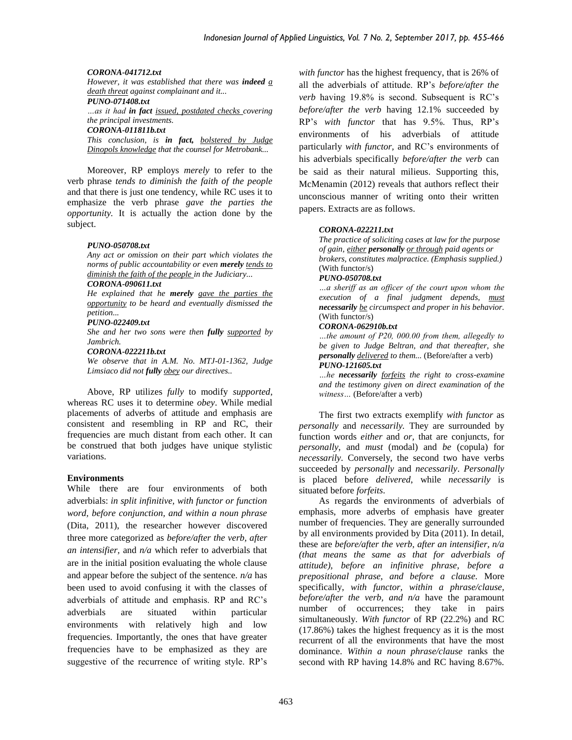***CORONA-041712.txt***

*However, it was established that there was **indeed** a death threat against complainant and it...*

***PUNO-071408.txt***

*…as it had **in fact** issued, postdated checks covering the principal investments.*

***CORONA-011811b.txt***

*This conclusion, is **in fact,** bolstered by Judge Dinopols knowledge that the counsel for Metrobank...*

Moreover, RP employs *merely* to refer to the verb phrase *tends to diminish the faith of the people* and that there is just one tendency, while RC uses it to emphasize the verb phrase *gave the parties the opportunity*. It is actually the action done by the subject.

***PUNO-050708.txt***

*Any act or omission on their part which violates the norms of public accountability or even **merely** tends to diminish the faith of the people in the Judiciary...*

***CORONA-090611.txt***

*He explained that he **merely** gave the parties the opportunity to be heard and eventually dismissed the petition...*

***PUNO-022409.txt***

*She and her two sons were then **fully** supported by Jambrich.*

***CORONA-022211b.txt***

*We observe that in A.M. No. MTJ-01-1362, Judge Limsiaco did not **fully** obey our directives..*

Above, RP utilizes *fully* to modify *supported*, whereas RC uses it to determine *obey*. While medial placements of adverbs of attitude and emphasis are consistent and resembling in RP and RC, their frequencies are much distant from each other. It can be construed that both judges have unique stylistic variations.

**Environments**

While there are four environments of both adverbials: *in split infinitive, with functor or function word, before conjunction, and within a noun phrase* (Dita, 2011), the researcher however discovered three more categorized as *before/after the verb, after an intensifier,* and *n/a* which refer to adverbials that are in the initial position evaluating the whole clause and appear before the subject of the sentence. *n/a* has been used to avoid confusing it with the classes of adverbials of attitude and emphasis. RP and RC's adverbials are situated within particular environments with relatively high and low frequencies. Importantly, the ones that have greater frequencies have to be emphasized as they are suggestive of the recurrence of writing style. RP's *with functor* has the highest frequency, that is 26% of all the adverbials of attitude. RP's *before/after the verb* having 19.8% is second. Subsequent is RC's *before/after the verb* having 12.1% succeeded by RP's *with functor* that has 9.5%. Thus, RP's environments of his adverbials of attitude particularly *with functor*, and RC's environments of his adverbials specifically *before/after the verb* can be said as their natural milieus. Supporting this, McMenamin (2012) reveals that authors reflect their unconscious manner of writing onto their written papers. Extracts are as follows.

***CORONA-022211.txt***

*The practice of soliciting cases at law for the purpose of gain, either **personally** or through paid agents or brokers, constitutes malpractice. (Emphasis supplied.)* (With functor/s)

***PUNO-050708.txt***

*…a sheriff as an officer of the court upon whom the execution of a final judgment depends, must **necessarily** be circumspect and proper in his behavior.* (With functor/s)

***CORONA-062910b.txt***

*…the amount of P20, 000.00 from them, allegedly to be given to Judge Beltran, and that thereafter, she **personally** delivered to them...* (Before/after a verb)

***PUNO-121605.txt***

*…he **necessarily** forfeits the right to cross-examine and the testimony given on direct examination of the witness…* (Before/after a verb)

The first two extracts exemplify *with functor* as *personally* and *necessarily.* They are surrounded by function words *either* and *or*, that are conjuncts, for *personally*, and *must* (modal) and *be* (copula) for *necessarily*. Conversely, the second two have verbs succeeded by *personally* and *necessarily*. *Personally* is placed before *delivered*, while *necessarily* is situated before *forfeits*.

As regards the environments of adverbials of emphasis, more adverbs of emphasis have greater number of frequencies. They are generally surrounded by all environments provided by Dita (2011). In detail, these are *before/after the verb, after an intensifier, n/a (that means the same as that for adverbials of attitude), before an infinitive phrase, before a prepositional phrase, and before a clause.* More specifically, *with functor, within a phrase/clause, before/after the verb, and n/a* have the paramount number of occurrences; they take in pairs simultaneously. *With functor* of RP (22.2%) and RC (17.86%) takes the highest frequency as it is the most recurrent of all the environments that have the most dominance. *Within a noun phrase/clause* ranks the second with RP having 14.8% and RC having 8.67%.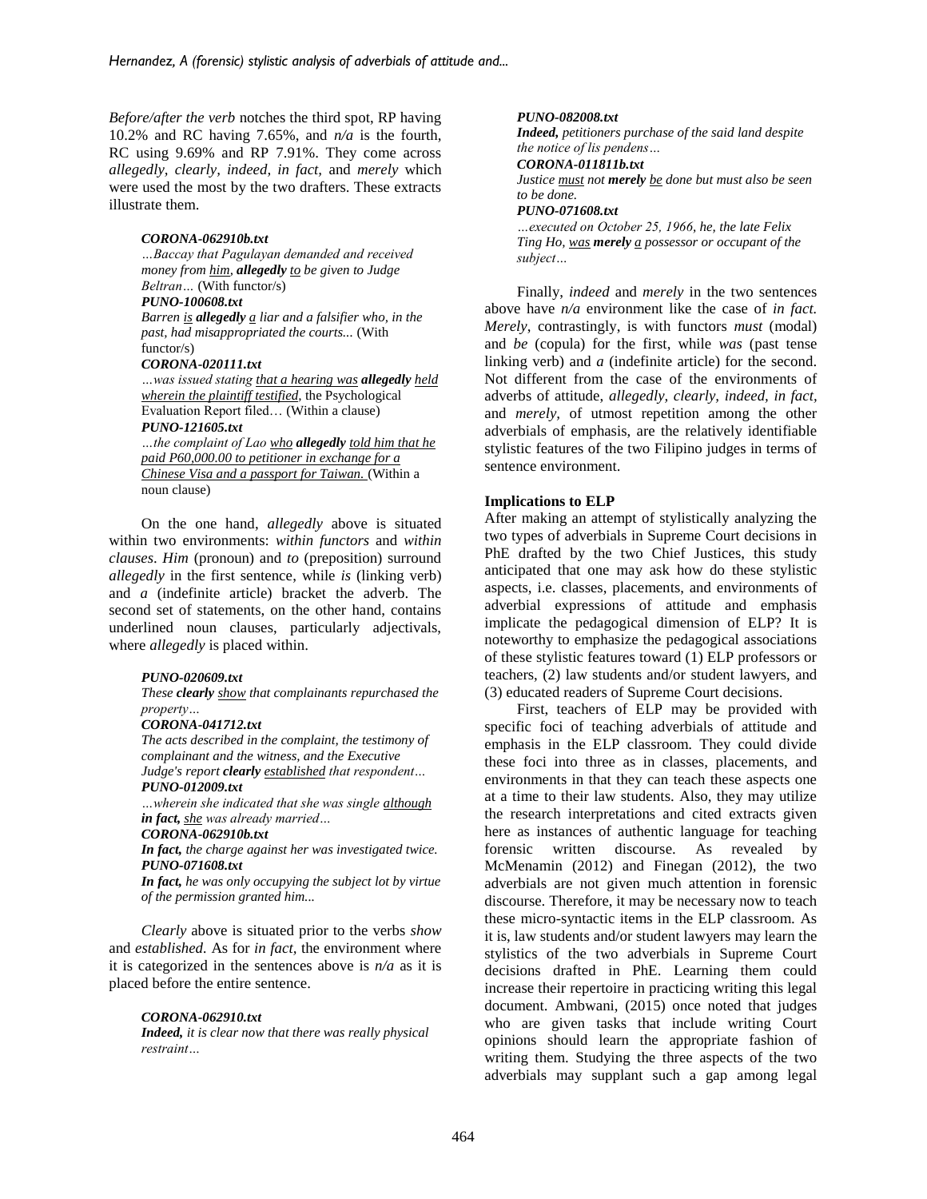*Before/after the verb* notches the third spot, RP having 10.2% and RC having 7.65%, and *n/a* is the fourth, RC using 9.69% and RP 7.91%. They come across *allegedly, clearly, indeed, in fact*, and *merely* which were used the most by the two drafters. These extracts illustrate them.

> ***CORONA-062910b.txt***
> *…Baccay that Pagulayan demanded and received money from <u>him</u>, **allegedly** <u>to</u> be given to Judge Beltran…* (With functor/s)
> ***PUNO-100608.txt***
> *Barren <u>is</u> **allegedly** <u>a</u> liar and a falsifier who, in the past, had misappropriated the courts...* (With functor/s)
> ***CORONA-020111.txt***
> *…was issued stating <u>that a hearing was</u> **allegedly** <u>held wherein the plaintiff testified</u>,* the Psychological Evaluation Report filed… (Within a clause)
> ***PUNO-121605.txt***
> *…the complaint of Lao <u>who</u> **allegedly** <u>told him that he paid P60,000.00 to petitioner in exchange for a Chinese Visa and a passport for Taiwan.</u>* (Within a noun clause)

On the one hand, *allegedly* above is situated within two environments: *within functors* and *within clauses*. *Him* (pronoun) and *to* (preposition) surround *allegedly* in the first sentence, while *is* (linking verb) and *a* (indefinite article) bracket the adverb. The second set of statements, on the other hand, contains underlined noun clauses, particularly adjectivals, where *allegedly* is placed within.

> ***PUNO-020609.txt***
> *These **clearly** <u>show</u> that complainants repurchased the property…*
> ***CORONA-041712.txt***
> *The acts described in the complaint, the testimony of complainant and the witness, and the Executive Judge's report **clearly** <u>established</u> that respondent…*
> ***PUNO-012009.txt***
> *…wherein she indicated that she was single <u>although</u> **in fact,** <u>she</u> was already married…*
> ***CORONA-062910b.txt***
> ***In fact,** the charge against her was investigated twice.*
> ***PUNO-071608.txt***
> ***In fact,** he was only occupying the subject lot by virtue of the permission granted him...*

*Clearly* above is situated prior to the verbs *show* and *established.* As for *in fact*, the environment where it is categorized in the sentences above is *n/a* as it is placed before the entire sentence.

> ***CORONA-062910.txt***
> ***Indeed,** it is clear now that there was really physical restraint…*
> ***PUNO-082008.txt***
> ***Indeed,** petitioners purchase of the said land despite the notice of lis pendens…*
> ***CORONA-011811b.txt***
> *Justice <u>must</u> not **merely** <u>be</u> done but must also be seen to be done.*
> ***PUNO-071608.txt***
> *…executed on October 25, 1966, he, the late Felix Ting Ho, <u>was</u> **merely** <u>a</u> possessor or occupant of the subject…*

Finally, *indeed* and *merely* in the two sentences above have *n/a* environment like the case of *in fact. Merely*, contrastingly, is with functors *must* (modal) and *be* (copula) for the first, while *was* (past tense linking verb) and *a* (indefinite article) for the second. Not different from the case of the environments of adverbs of attitude, *allegedly, clearly, indeed, in fact*, and *merely,* of utmost repetition among the other adverbials of emphasis, are the relatively identifiable stylistic features of the two Filipino judges in terms of sentence environment.

## Implications to ELP

After making an attempt of stylistically analyzing the two types of adverbials in Supreme Court decisions in PhE drafted by the two Chief Justices, this study anticipated that one may ask how do these stylistic aspects, i.e. classes, placements, and environments of adverbial expressions of attitude and emphasis implicate the pedagogical dimension of ELP? It is noteworthy to emphasize the pedagogical associations of these stylistic features toward (1) ELP professors or teachers, (2) law students and/or student lawyers, and (3) educated readers of Supreme Court decisions.

First, teachers of ELP may be provided with specific foci of teaching adverbials of attitude and emphasis in the ELP classroom. They could divide these foci into three as in classes, placements, and environments in that they can teach these aspects one at a time to their law students. Also, they may utilize the research interpretations and cited extracts given here as instances of authentic language for teaching forensic written discourse. As revealed by McMenamin (2012) and Finegan (2012), the two adverbials are not given much attention in forensic discourse. Therefore, it may be necessary now to teach these micro-syntactic items in the ELP classroom. As it is, law students and/or student lawyers may learn the stylistics of the two adverbials in Supreme Court decisions drafted in PhE. Learning them could increase their repertoire in practicing writing this legal document. Ambwani, (2015) once noted that judges who are given tasks that include writing Court opinions should learn the appropriate fashion of writing them. Studying the three aspects of the two adverbials may supplant such a gap among legal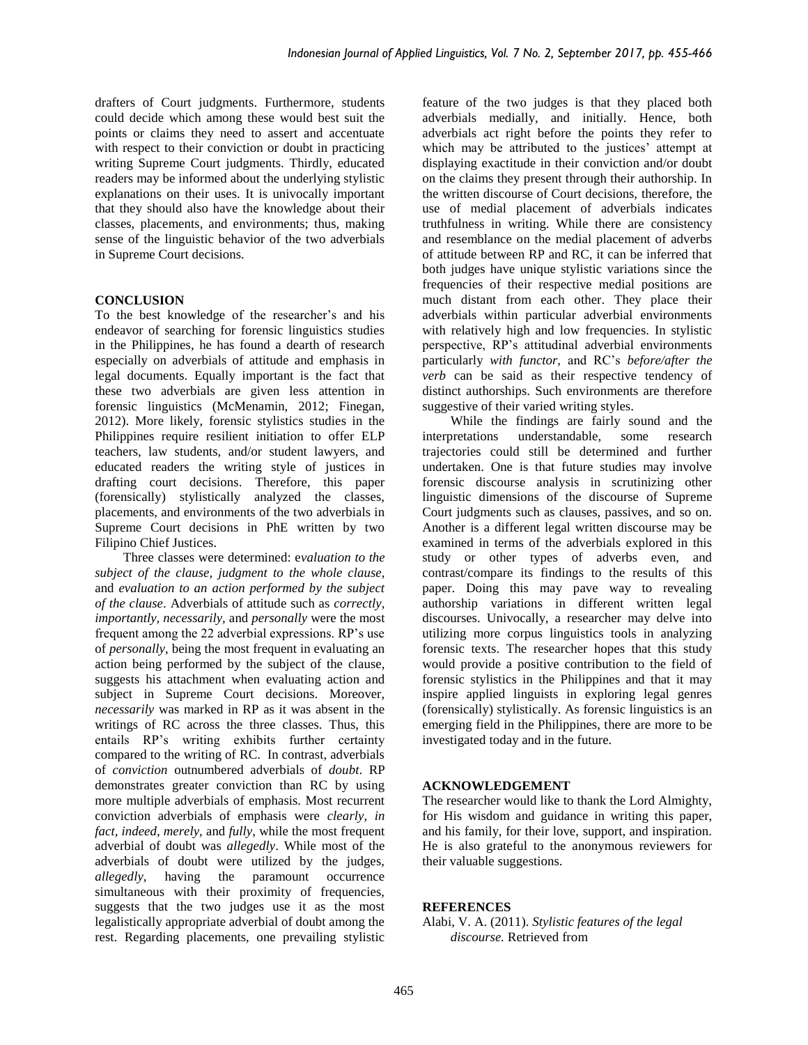drafters of Court judgments. Furthermore, students could decide which among these would best suit the points or claims they need to assert and accentuate with respect to their conviction or doubt in practicing writing Supreme Court judgments. Thirdly, educated readers may be informed about the underlying stylistic explanations on their uses. It is univocally important that they should also have the knowledge about their classes, placements, and environments; thus, making sense of the linguistic behavior of the two adverbials in Supreme Court decisions.

## CONCLUSION

To the best knowledge of the researcher's and his endeavor of searching for forensic linguistics studies in the Philippines, he has found a dearth of research especially on adverbials of attitude and emphasis in legal documents. Equally important is the fact that these two adverbials are given less attention in forensic linguistics (McMenamin, 2012; Finegan, 2012). More likely, forensic stylistics studies in the Philippines require resilient initiation to offer ELP teachers, law students, and/or student lawyers, and educated readers the writing style of justices in drafting court decisions. Therefore, this paper (forensically) stylistically analyzed the classes, placements, and environments of the two adverbials in Supreme Court decisions in PhE written by two Filipino Chief Justices.

Three classes were determined: *evaluation to the subject of the clause, judgment to the whole clause,* and *evaluation to an action performed by the subject of the clause*. Adverbials of attitude such as *correctly, importantly, necessarily,* and *personally* were the most frequent among the 22 adverbial expressions. RP's use of *personally*, being the most frequent in evaluating an action being performed by the subject of the clause, suggests his attachment when evaluating action and subject in Supreme Court decisions. Moreover, *necessarily* was marked in RP as it was absent in the writings of RC across the three classes. Thus, this entails RP's writing exhibits further certainty compared to the writing of RC. In contrast, adverbials of *conviction* outnumbered adverbials of *doubt*. RP demonstrates greater conviction than RC by using more multiple adverbials of emphasis. Most recurrent conviction adverbials of emphasis were *clearly, in fact, indeed, merely,* and *fully*, while the most frequent adverbial of doubt was *allegedly*. While most of the adverbials of doubt were utilized by the judges, *allegedly*, having the paramount occurrence simultaneous with their proximity of frequencies, suggests that the two judges use it as the most legalistically appropriate adverbial of doubt among the rest. Regarding placements, one prevailing stylistic feature of the two judges is that they placed both adverbials medially, and initially. Hence, both adverbials act right before the points they refer to which may be attributed to the justices' attempt at displaying exactitude in their conviction and/or doubt on the claims they present through their authorship. In the written discourse of Court decisions, therefore, the use of medial placement of adverbials indicates truthfulness in writing. While there are consistency and resemblance on the medial placement of adverbs of attitude between RP and RC, it can be inferred that both judges have unique stylistic variations since the frequencies of their respective medial positions are much distant from each other. They place their adverbials within particular adverbial environments with relatively high and low frequencies. In stylistic perspective, RP's attitudinal adverbial environments particularly *with functor,* and RC's *before/after the verb* can be said as their respective tendency of distinct authorships. Such environments are therefore suggestive of their varied writing styles.

While the findings are fairly sound and the interpretations understandable, some research trajectories could still be determined and further undertaken. One is that future studies may involve forensic discourse analysis in scrutinizing other linguistic dimensions of the discourse of Supreme Court judgments such as clauses, passives, and so on. Another is a different legal written discourse may be examined in terms of the adverbials explored in this study or other types of adverbs even, and contrast/compare its findings to the results of this paper. Doing this may pave way to revealing authorship variations in different written legal discourses. Univocally, a researcher may delve into utilizing more corpus linguistics tools in analyzing forensic texts. The researcher hopes that this study would provide a positive contribution to the field of forensic stylistics in the Philippines and that it may inspire applied linguists in exploring legal genres (forensically) stylistically. As forensic linguistics is an emerging field in the Philippines, there are more to be investigated today and in the future.

## ACKNOWLEDGEMENT

The researcher would like to thank the Lord Almighty, for His wisdom and guidance in writing this paper, and his family, for their love, support, and inspiration. He is also grateful to the anonymous reviewers for their valuable suggestions.

## REFERENCES

Alabi, V. A. (2011). *Stylistic features of the legal discourse.* Retrieved from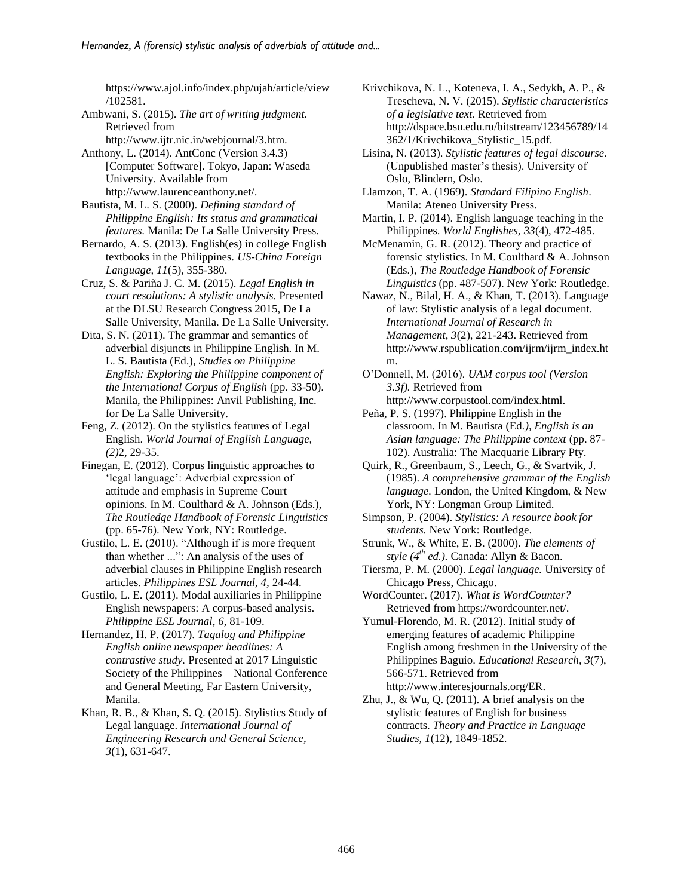https://www.ajol.info/index.php/ujah/article/view/102581.

Ambwani, S. (2015). *The art of writing judgment.* Retrieved from http://www.ijtr.nic.in/webjournal/3.htm.

Anthony, L. (2014). AntConc (Version 3.4.3) [Computer Software]. Tokyo, Japan: Waseda University. Available from http://www.laurenceanthony.net/.

Bautista, M. L. S. (2000). *Defining standard of Philippine English: Its status and grammatical features.* Manila: De La Salle University Press.

Bernardo, A. S. (2013). English(es) in college English textbooks in the Philippines. *US-China Foreign Language, 11*(5), 355-380.

Cruz, S. & Pariña J. C. M. (2015). *Legal English in court resolutions: A stylistic analysis.* Presented at the DLSU Research Congress 2015, De La Salle University, Manila. De La Salle University.

Dita, S. N. (2011). The grammar and semantics of adverbial disjuncts in Philippine English. In M. L. S. Bautista (Ed.), *Studies on Philippine English: Exploring the Philippine component of the International Corpus of English* (pp. 33-50). Manila, the Philippines: Anvil Publishing, Inc. for De La Salle University.

Feng, Z. (2012). On the stylistics features of Legal English. *World Journal of English Language, (2)*2, 29-35.

Finegan, E. (2012). Corpus linguistic approaches to 'legal language': Adverbial expression of attitude and emphasis in Supreme Court opinions. In M. Coulthard & A. Johnson (Eds.), *The Routledge Handbook of Forensic Linguistics* (pp. 65-76). New York, NY: Routledge.

Gustilo, L. E. (2010). "Although if is more frequent than whether ...": An analysis of the uses of adverbial clauses in Philippine English research articles. *Philippines ESL Journal, 4,* 24-44.

Gustilo, L. E. (2011). Modal auxiliaries in Philippine English newspapers: A corpus-based analysis. *Philippine ESL Journal*, *6*, 81-109.

Hernandez, H. P. (2017). *Tagalog and Philippine English online newspaper headlines: A contrastive study.* Presented at 2017 Linguistic Society of the Philippines – National Conference and General Meeting, Far Eastern University, Manila.

Khan, R. B., & Khan, S. Q. (2015). Stylistics Study of Legal language. *International Journal of Engineering Research and General Science, 3*(1), 631-647.

Krivchikova, N. L., Koteneva, I. A., Sedykh, A. P., & Trescheva, N. V. (2015). *Stylistic characteristics of a legislative text.* Retrieved from http://dspace.bsu.edu.ru/bitstream/123456789/14362/1/Krivchikova_Stylistic_15.pdf.

Lisina, N. (2013). *Stylistic features of legal discourse.* (Unpublished master's thesis). University of Oslo, Blindern, Oslo.

Llamzon, T. A. (1969). *Standard Filipino English*. Manila: Ateneo University Press.

Martin, I. P. (2014). English language teaching in the Philippines. *World Englishes, 33*(4), 472-485.

McMenamin, G. R. (2012). Theory and practice of forensic stylistics. In M. Coulthard & A. Johnson (Eds.), *The Routledge Handbook of Forensic Linguistics* (pp. 487-507). New York: Routledge.

Nawaz, N., Bilal, H. A., & Khan, T. (2013). Language of law: Stylistic analysis of a legal document. *International Journal of Research in Management, 3*(2), 221-243. Retrieved from http://www.rspublication.com/ijrm/ijrm_index.htm.

O'Donnell, M. (2016). *UAM corpus tool (Version 3.3f).* Retrieved from http://www.corpustool.com/index.html.

Peña, P. S. (1997). Philippine English in the classroom. In M. Bautista (Ed*.), English is an Asian language: The Philippine context* (pp. 87-102). Australia: The Macquarie Library Pty.

Quirk, R., Greenbaum, S., Leech, G., & Svartvik, J. (1985). *A comprehensive grammar of the English language.* London, the United Kingdom, & New York, NY: Longman Group Limited.

Simpson, P. (2004). *Stylistics: A resource book for students.* New York: Routledge.

Strunk, W., & White, E. B. (2000). *The elements of style (4th ed.).* Canada: Allyn & Bacon.

Tiersma, P. M. (2000). *Legal language.* University of Chicago Press, Chicago.

WordCounter. (2017). *What is WordCounter?* Retrieved from https://wordcounter.net/.

Yumul-Florendo, M. R. (2012). Initial study of emerging features of academic Philippine English among freshmen in the University of the Philippines Baguio. *Educational Research, 3*(7), 566-571. Retrieved from http://www.interesjournals.org/ER.

Zhu, J., & Wu, Q. (2011). A brief analysis on the stylistic features of English for business contracts. *Theory and Practice in Language Studies, 1*(12), 1849-1852.